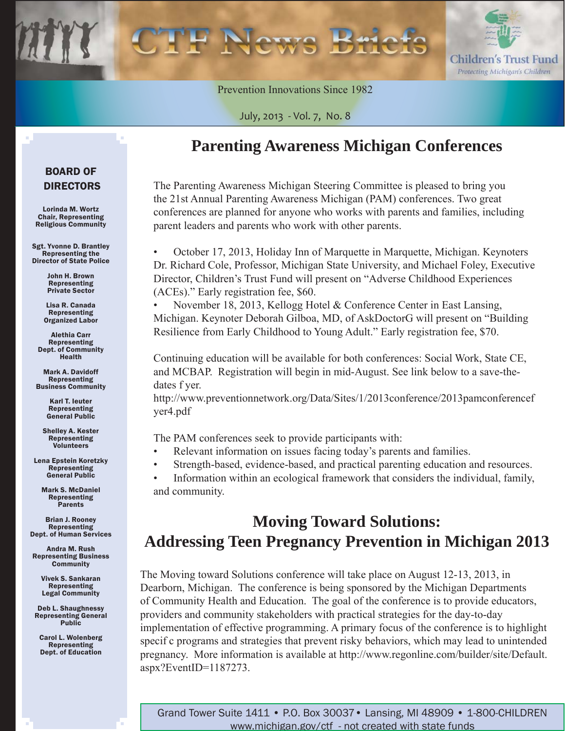# CTF News Briefs

Children's Trust Fund
*Protecting Michigan's Children*

Prevention Innovations Since 1982

July, 2013 - Vol. 7, No. 8

## BOARD OF DIRECTORS

**Lorinda M. Wortz**
Chair, Representing Religious Community

**Sgt. Yvonne D. Brantley**
Representing the Director of State Police

**John H. Brown**
Representing Private Sector

**Lisa R. Canada**
Representing Organized Labor

**Alethia Carr**
Representing Dept. of Community Health

**Mark A. Davidoff**
Representing Business Community

**Karl T. Ieuter**
Representing General Public

**Shelley A. Kester**
Representing Volunteers

**Lena Epstein Koretzky**
Representing General Public

**Mark S. McDaniel**
Representing Parents

**Brian J. Rooney**
Representing Dept. of Human Services

**Andra M. Rush**
Representing Business Community

**Vivek S. Sankaran**
Representing Legal Community

**Deb L. Shaughnessy**
Representing General Public

**Carol L. Wolenberg**
Representing Dept. of Education

## Parenting Awareness Michigan Conferences

The Parenting Awareness Michigan Steering Committee is pleased to bring you the 21st Annual Parenting Awareness Michigan (PAM) conferences. Two great conferences are planned for anyone who works with parents and families, including parent leaders and parents who work with other parents.

- October 17, 2013, Holiday Inn of Marquette in Marquette, Michigan. Keynoters Dr. Richard Cole, Professor, Michigan State University, and Michael Foley, Executive Director, Children's Trust Fund will present on "Adverse Childhood Experiences (ACEs)." Early registration fee, $60.
- November 18, 2013, Kellogg Hotel & Conference Center in East Lansing, Michigan. Keynoter Deborah Gilboa, MD, of AskDoctorG will present on "Building Resilience from Early Childhood to Young Adult." Early registration fee, $70.

Continuing education will be available for both conferences: Social Work, State CE, and MCBAP. Registration will begin in mid-August. See link below to a save-the-dates f yer.
http://www.preventionnetwork.org/Data/Sites/1/2013conference/2013pamconferencef yer4.pdf

The PAM conferences seek to provide participants with:

- Relevant information on issues facing today's parents and families.
- Strength-based, evidence-based, and practical parenting education and resources.
- Information within an ecological framework that considers the individual, family, and community.

## Moving Toward Solutions: Addressing Teen Pregnancy Prevention in Michigan 2013

The Moving toward Solutions conference will take place on August 12-13, 2013, in Dearborn, Michigan. The conference is being sponsored by the Michigan Departments of Community Health and Education. The goal of the conference is to provide educators, providers and community stakeholders with practical strategies for the day-to-day implementation of effective programming. A primary focus of the conference is to highlight specif c programs and strategies that prevent risky behaviors, which may lead to unintended pregnancy. More information is available at http://www.regonline.com/builder/site/Default.aspx?EventID=1187273.

Grand Tower Suite 1411 • P.O. Box 30037 • Lansing, MI 48909 • 1-800-CHILDREN
www.michigan.gov/ctf - not created with state funds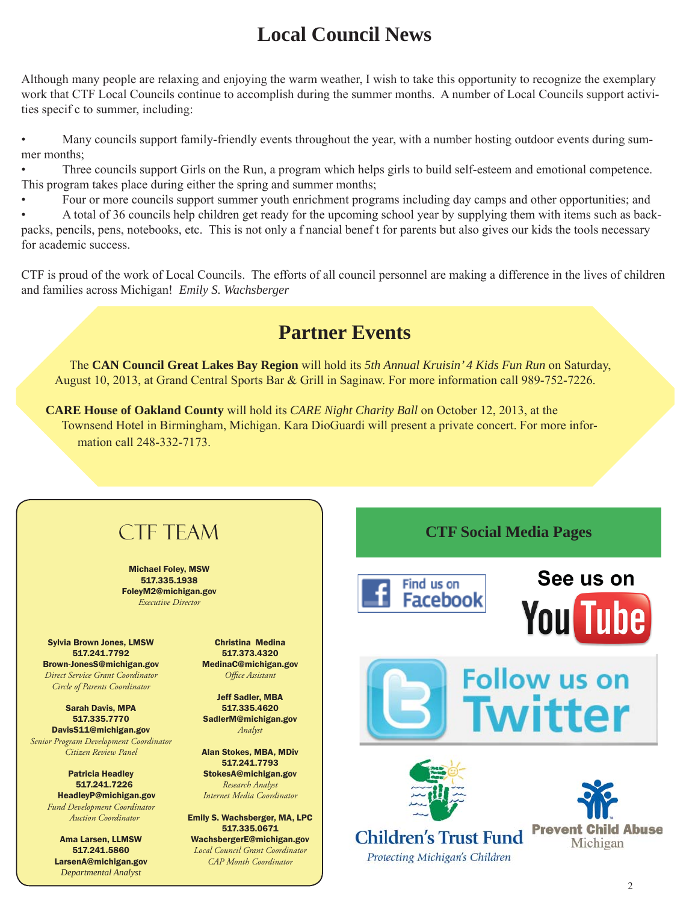# Local Council News

Although many people are relaxing and enjoying the warm weather, I wish to take this opportunity to recognize the exemplary work that CTF Local Councils continue to accomplish during the summer months. A number of Local Councils support activities specif c to summer, including:

- Many councils support family-friendly events throughout the year, with a number hosting outdoor events during summer months;
- Three councils support Girls on the Run, a program which helps girls to build self-esteem and emotional competence. This program takes place during either the spring and summer months;
- Four or more councils support summer youth enrichment programs including day camps and other opportunities; and
- A total of 36 councils help children get ready for the upcoming school year by supplying them with items such as backpacks, pencils, pens, notebooks, etc. This is not only a f nancial benef t for parents but also gives our kids the tools necessary for academic success.

CTF is proud of the work of Local Councils. The efforts of all council personnel are making a difference in the lives of children and families across Michigan! *Emily S. Wachsberger*

## Partner Events

The **CAN Council Great Lakes Bay Region** will hold its *5th Annual Kruisin' 4 Kids Fun Run* on Saturday, August 10, 2013, at Grand Central Sports Bar & Grill in Saginaw. For more information call 989-752-7226.

**CARE House of Oakland County** will hold its *CARE Night Charity Ball* on October 12, 2013, at the Townsend Hotel in Birmingham, Michigan. Kara DioGuardi will present a private concert. For more information call 248-332-7173.

## CTF TEAM

**Michael Foley, MSW**
**517.335.1938**
**FoleyM2@michigan.gov**
*Executive Director*

**Sylvia Brown Jones, LMSW**
**517.241.7792**
**Brown-JonesS@michigan.gov**
*Direct Service Grant Coordinator*
*Circle of Parents Coordinator*

**Sarah Davis, MPA**
**517.335.7770**
**DavisS11@michigan.gov**
*Senior Program Development Coordinator*
*Citizen Review Panel*

**Patricia Headley**
**517.241.7226**
**HeadleyP@michigan.gov**
*Fund Development Coordinator*
*Auction Coordinator*

**Ama Larsen, LLMSW**
**517.241.5860**
**LarsenA@michigan.gov**
*Departmental Analyst*

**Christina Medina**
**517.373.4320**
**MedinaC@michigan.gov**
*Office Assistant*

**Jeff Sadler, MBA**
**517.335.4620**
**SadlerM@michigan.gov**
*Analyst*

**Alan Stokes, MBA, MDiv**
**517.241.7793**
**StokesA@michigan.gov**
*Research Analyst*
*Internet Media Coordinator*

**Emily S. Wachsberger, MA, LPC**
**517.335.0671**
**WachsbergerE@michigan.gov**
*Local Council Grant Coordinator*
*CAP Month Coordinator*

## CTF Social Media Pages

Find us on Facebook

See us on YouTube

Follow us on Twitter

Children's Trust Fund
*Protecting Michigan's Children*

Prevent Child Abuse Michigan